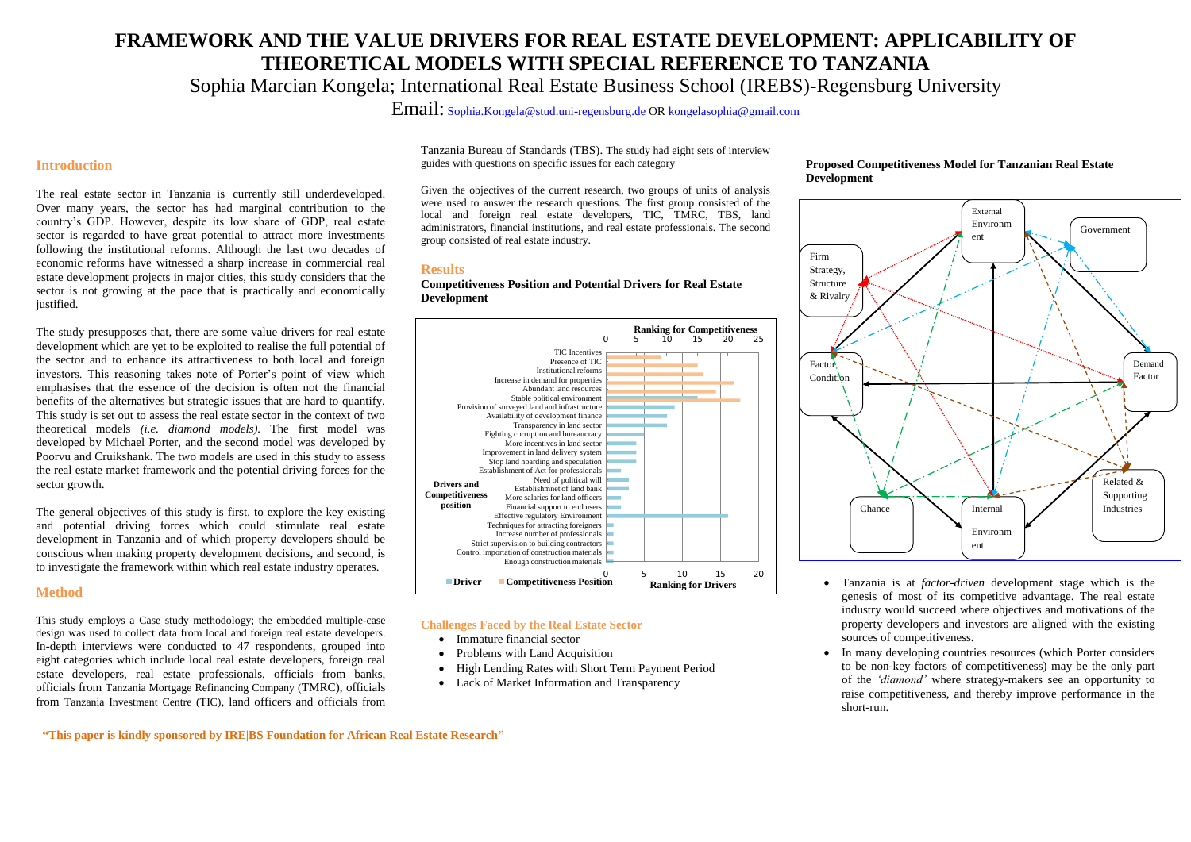# FRAMEWORK AND THE VALUE DRIVERS FOR REAL ESTATE DEVELOPMENT: APPLICABILITY OF THEORETICAL MODELS WITH SPECIAL REFERENCE TO TANZANIA

Sophia Marcian Kongela; International Real Estate Business School (IREBS)-Regensburg University

Email: Sophia.Kongela@stud.uni-regensburg.de OR kongelasophia@gmail.com

## Introduction

The real estate sector in Tanzania is currently still underdeveloped. Over many years, the sector has had marginal contribution to the country's GDP. However, despite its low share of GDP, real estate sector is regarded to have great potential to attract more investments following the institutional reforms. Although the last two decades of economic reforms have witnessed a sharp increase in commercial real estate development projects in major cities, this study considers that the sector is not growing at the pace that is practically and economically justified.

The study presupposes that, there are some value drivers for real estate development which are yet to be exploited to realise the full potential of the sector and to enhance its attractiveness to both local and foreign investors. This reasoning takes note of Porter's point of view which emphasises that the essence of the decision is often not the financial benefits of the alternatives but strategic issues that are hard to quantify. This study is set out to assess the real estate sector in the context of two theoretical models *(i.e. diamond models).* The first model was developed by Michael Porter, and the second model was developed by Poorvu and Cruikshank. The two models are used in this study to assess the real estate market framework and the potential driving forces for the sector growth.

The general objectives of this study is first, to explore the key existing and potential driving forces which could stimulate real estate development in Tanzania and of which property developers should be conscious when making property development decisions, and second, is to investigate the framework within which real estate industry operates.

## Method

This study employs a Case study methodology; the embedded multiple-case design was used to collect data from local and foreign real estate developers. In-depth interviews were conducted to 47 respondents, grouped into eight categories which include local real estate developers, foreign real estate developers, real estate professionals, officials from banks, officials from Tanzania Mortgage Refinancing Company (TMRC), officials from Tanzania Investment Centre (TIC), land officers and officials from Tanzania Bureau of Standards (TBS). The study had eight sets of interview guides with questions on specific issues for each category

Given the objectives of the current research, two groups of units of analysis were used to answer the research questions. The first group consisted of the local and foreign real estate developers, TIC, TMRC, TBS, land administrators, financial institutions, and real estate professionals. The second group consisted of real estate industry.

## Results

**Competitiveness Position and Potential Drivers for Real Estate Development**

Drivers and Competitiveness position (chart; top axis: Ranking for Competitiveness 0–25; bottom axis: Ranking for Drivers 0–20; legend: Driver, Competitiveness Position)

- TIC Incentives
- Presence of TIC
- Institutional reforms
- Increase in demand for properties
- Abundant land resources
- Stable political environment
- Provision of surveyed land and infrastructure
- Availability of development finance
- Transparency in land sector
- Fighting corruption and bureaucracy
- More incentives in land sector
- Improvement in land delivery system
- Stop land hoarding and speculation
- Establishment of Act for professionals
- Need of political will
- Establishmnet of land bank
- More salaries for land officers
- Financial support to end users
- Effective regulatory Environment
- Techniques for attracting foreigners
- Increase number of professionals
- Strict supervision to building contractors
- Control importation of construction materials
- Enough construction materials

### Challenges Faced by the Real Estate Sector

- Immature financial sector
- Problems with Land Acquisition
- High Lending Rates with Short Term Payment Period
- Lack of Market Information and Transparency

**Proposed Competitiveness Model for Tanzanian Real Estate Development**

(Diagram elements: External Environment; Government; Firm Strategy, Structure & Rivalry; Factor Condition; Demand Factor; Related & Supporting Industries; Chance; Internal Environment)

- Tanzania is at *factor-driven* development stage which is the genesis of most of its competitive advantage. The real estate industry would succeed where objectives and motivations of the property developers and investors are aligned with the existing sources of competitiveness**.**
- In many developing countries resources (which Porter considers to be non-key factors of competitiveness) may be the only part of the *'diamond'* where strategy-makers see an opportunity to raise competitiveness, and thereby improve performance in the short-run.

**"This paper is kindly sponsored by IRE|BS Foundation for African Real Estate Research"**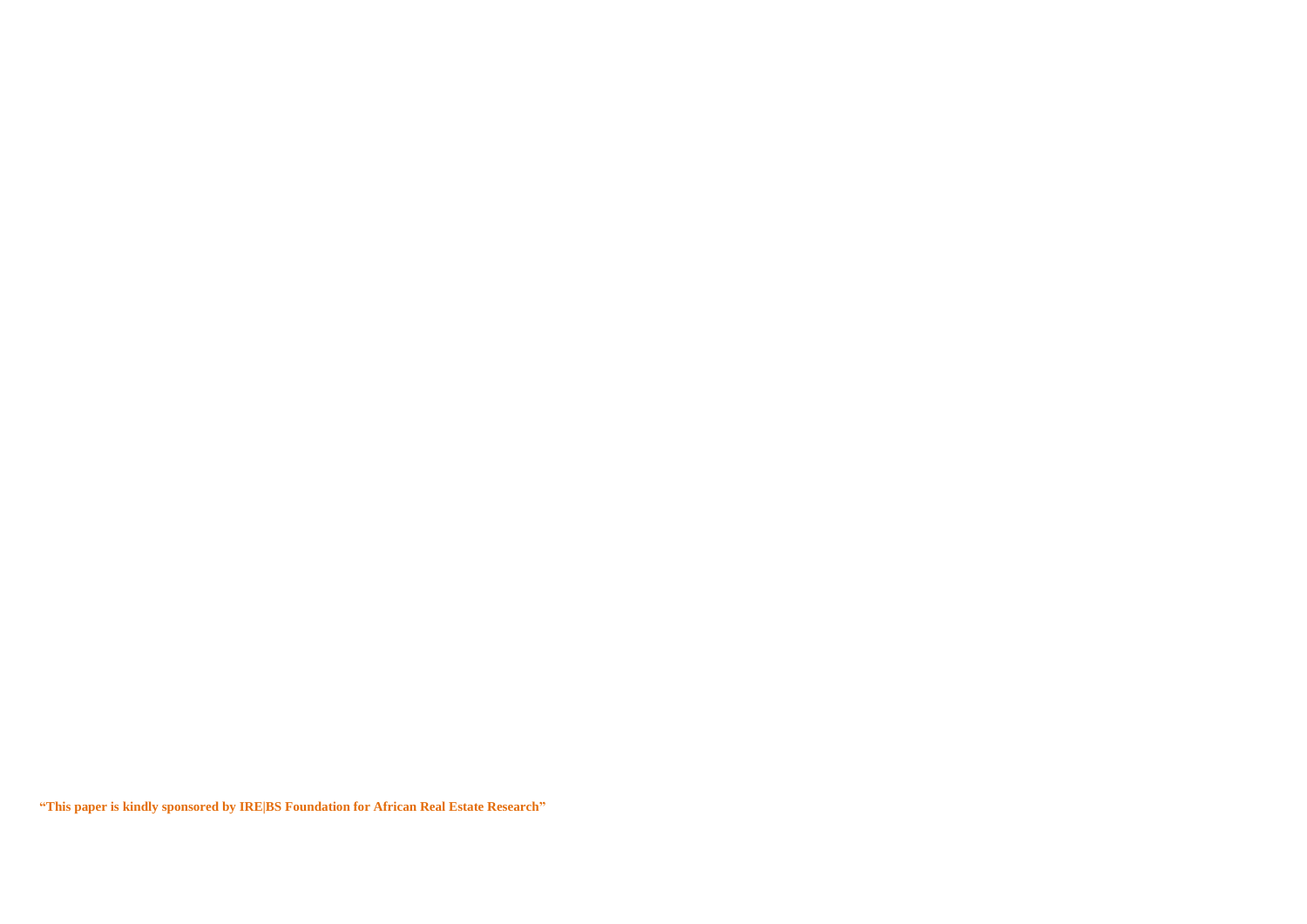**“This paper is kindly sponsored by IRE|BS Foundation for African Real Estate Research”**